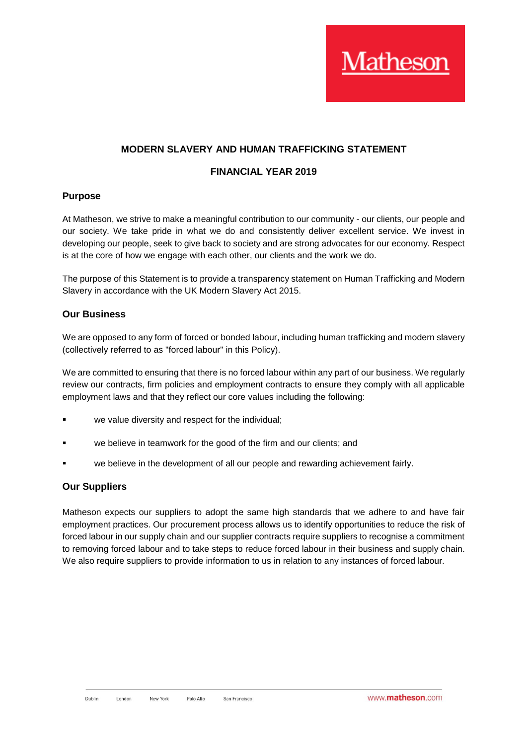# MODERN SLAVERY AND HUMAN TRAFFICKING STATEMENT

## FINANCIAL YEAR 2019

### Purpose

At Matheson, we strive to make a meaningful contribution to our community - our clients, our people and our society. We take pride in what we do and consistently deliver excellent service. We invest in developing our people, seek to give back to society and are strong advocates for our economy. Respect is at the core of how we engage with each other, our clients and the work we do.

The purpose of this Statement is to provide a transparency statement on Human Trafficking and Modern Slavery in accordance with the UK Modern Slavery Act 2015.

### Our Business

We are opposed to any form of forced or bonded labour, including human trafficking and modern slavery (collectively referred to as "forced labour" in this Policy).

We are committed to ensuring that there is no forced labour within any part of our business. We regularly review our contracts, firm policies and employment contracts to ensure they comply with all applicable employment laws and that they reflect our core values including the following:

- we value diversity and respect for the individual;
- we believe in teamwork for the good of the firm and our clients; and
- we believe in the development of all our people and rewarding achievement fairly.

### Our Suppliers

Matheson expects our suppliers to adopt the same high standards that we adhere to and have fair employment practices. Our procurement process allows us to identify opportunities to reduce the risk of forced labour in our supply chain and our supplier contracts require suppliers to recognise a commitment to removing forced labour and to take steps to reduce forced labour in their business and supply chain. We also require suppliers to provide information to us in relation to any instances of forced labour.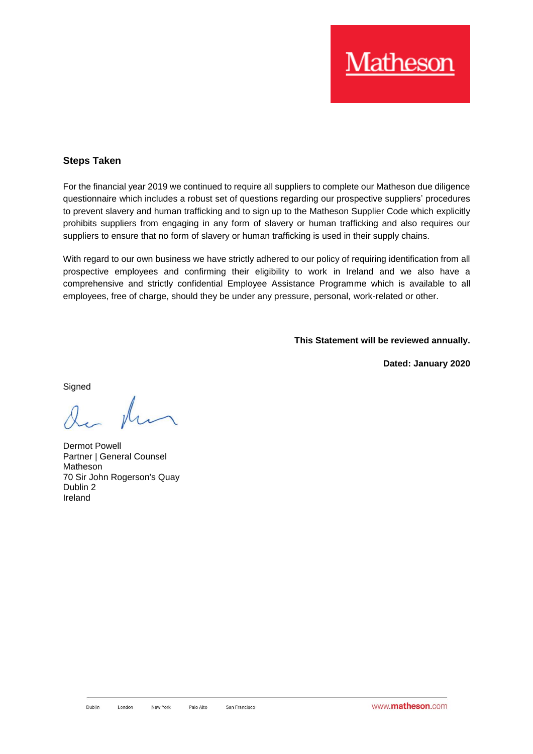## Steps Taken

For the financial year 2019 we continued to require all suppliers to complete our Matheson due diligence questionnaire which includes a robust set of questions regarding our prospective suppliers' procedures to prevent slavery and human trafficking and to sign up to the Matheson Supplier Code which explicitly prohibits suppliers from engaging in any form of slavery or human trafficking and also requires our suppliers to ensure that no form of slavery or human trafficking is used in their supply chains.

With regard to our own business we have strictly adhered to our policy of requiring identification from all prospective employees and confirming their eligibility to work in Ireland and we also have a comprehensive and strictly confidential Employee Assistance Programme which is available to all employees, free of charge, should they be under any pressure, personal, work-related or other.

**This Statement will be reviewed annually.**

**Dated: January 2020**

Signed

Dermot Powell
Partner | General Counsel
Matheson
70 Sir John Rogerson's Quay
Dublin 2
Ireland